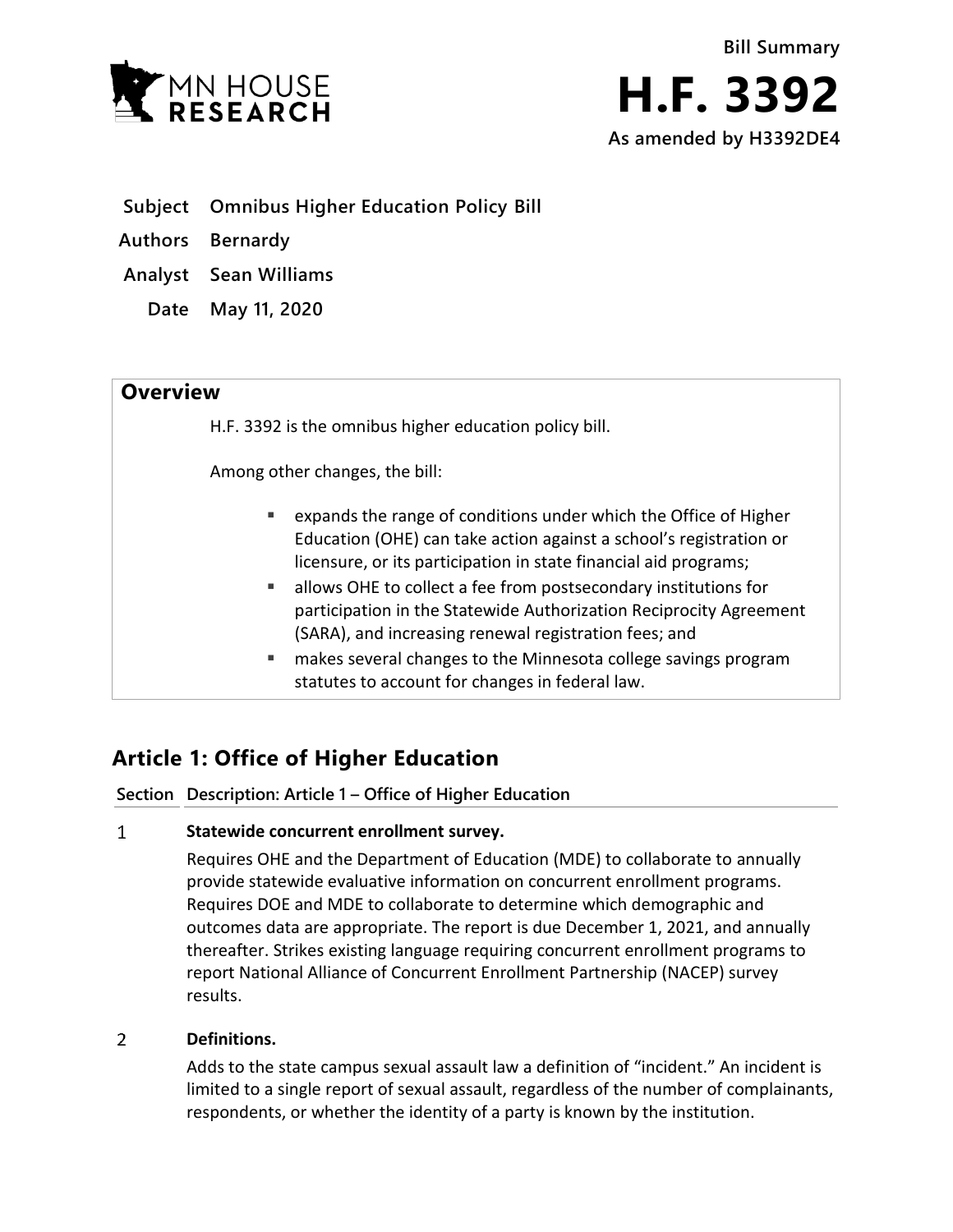MN HOUSE RESEARCH

Bill Summary

# H.F. 3392

As amended by H3392DE4

**Subject** Omnibus Higher Education Policy Bill

**Authors** Bernardy

**Analyst** Sean Williams

**Date** May 11, 2020

## Overview

H.F. 3392 is the omnibus higher education policy bill.

Among other changes, the bill:

- expands the range of conditions under which the Office of Higher Education (OHE) can take action against a school's registration or licensure, or its participation in state financial aid programs;
- allows OHE to collect a fee from postsecondary institutions for participation in the Statewide Authorization Reciprocity Agreement (SARA), and increasing renewal registration fees; and
- makes several changes to the Minnesota college savings program statutes to account for changes in federal law.

## Article 1: Office of Higher Education

**Section Description: Article 1 – Office of Higher Education**

1 **Statewide concurrent enrollment survey.**

Requires OHE and the Department of Education (MDE) to collaborate to annually provide statewide evaluative information on concurrent enrollment programs. Requires DOE and MDE to collaborate to determine which demographic and outcomes data are appropriate. The report is due December 1, 2021, and annually thereafter. Strikes existing language requiring concurrent enrollment programs to report National Alliance of Concurrent Enrollment Partnership (NACEP) survey results.

2 **Definitions.**

Adds to the state campus sexual assault law a definition of "incident." An incident is limited to a single report of sexual assault, regardless of the number of complainants, respondents, or whether the identity of a party is known by the institution.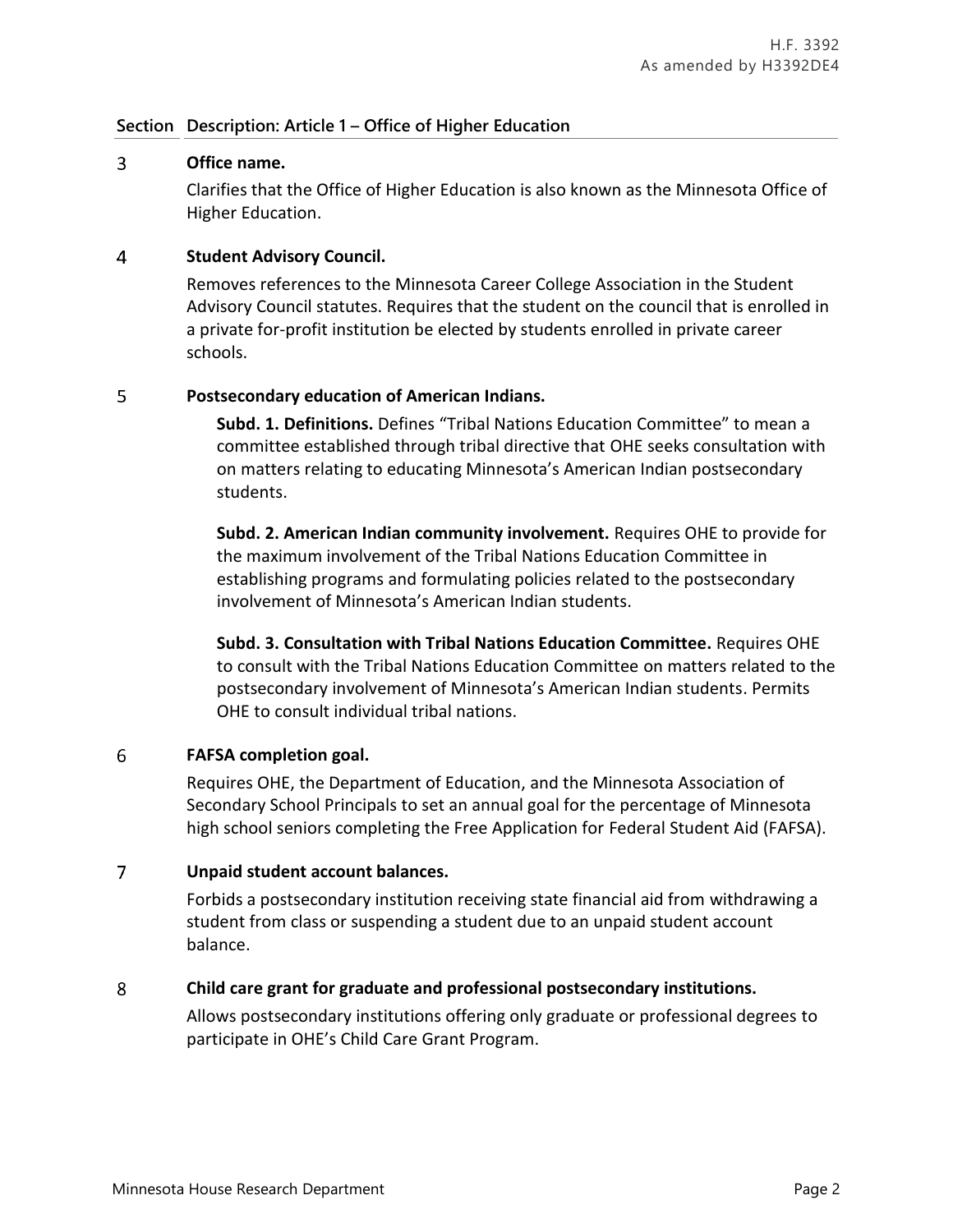| Section | Description: Article 1 – Office of Higher Education |
|---|---|
| 3 | **Office name.** Clarifies that the Office of Higher Education is also known as the Minnesota Office of Higher Education. |
| 4 | **Student Advisory Council.** Removes references to the Minnesota Career College Association in the Student Advisory Council statutes. Requires that the student on the council that is enrolled in a private for-profit institution be elected by students enrolled in private career schools. |
| 5 | **Postsecondary education of American Indians.** **Subd. 1. Definitions.** Defines "Tribal Nations Education Committee" to mean a committee established through tribal directive that OHE seeks consultation with on matters relating to educating Minnesota's American Indian postsecondary students. **Subd. 2. American Indian community involvement.** Requires OHE to provide for the maximum involvement of the Tribal Nations Education Committee in establishing programs and formulating policies related to the postsecondary involvement of Minnesota's American Indian students. **Subd. 3. Consultation with Tribal Nations Education Committee.** Requires OHE to consult with the Tribal Nations Education Committee on matters related to the postsecondary involvement of Minnesota's American Indian students. Permits OHE to consult individual tribal nations. |
| 6 | **FAFSA completion goal.** Requires OHE, the Department of Education, and the Minnesota Association of Secondary School Principals to set an annual goal for the percentage of Minnesota high school seniors completing the Free Application for Federal Student Aid (FAFSA). |
| 7 | **Unpaid student account balances.** Forbids a postsecondary institution receiving state financial aid from withdrawing a student from class or suspending a student due to an unpaid student account balance. |
| 8 | **Child care grant for graduate and professional postsecondary institutions.** Allows postsecondary institutions offering only graduate or professional degrees to participate in OHE's Child Care Grant Program. |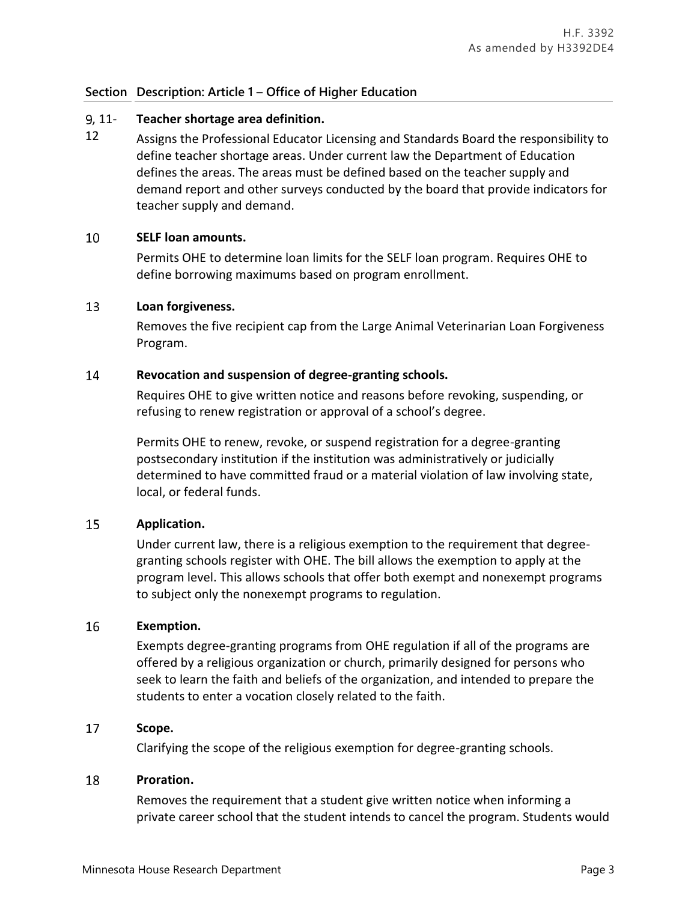| Section | Description: Article 1 – Office of Higher Education |
|---|---|
| 9, 11-12 | **Teacher shortage area definition.**<br>Assigns the Professional Educator Licensing and Standards Board the responsibility to define teacher shortage areas. Under current law the Department of Education defines the areas. The areas must be defined based on the teacher supply and demand report and other surveys conducted by the board that provide indicators for teacher supply and demand. |
| 10 | **SELF loan amounts.**<br>Permits OHE to determine loan limits for the SELF loan program. Requires OHE to define borrowing maximums based on program enrollment. |
| 13 | **Loan forgiveness.**<br>Removes the five recipient cap from the Large Animal Veterinarian Loan Forgiveness Program. |
| 14 | **Revocation and suspension of degree-granting schools.**<br>Requires OHE to give written notice and reasons before revoking, suspending, or refusing to renew registration or approval of a school's degree.<br><br>Permits OHE to renew, revoke, or suspend registration for a degree-granting postsecondary institution if the institution was administratively or judicially determined to have committed fraud or a material violation of law involving state, local, or federal funds. |
| 15 | **Application.**<br>Under current law, there is a religious exemption to the requirement that degree-granting schools register with OHE. The bill allows the exemption to apply at the program level. This allows schools that offer both exempt and nonexempt programs to subject only the nonexempt programs to regulation. |
| 16 | **Exemption.**<br>Exempts degree-granting programs from OHE regulation if all of the programs are offered by a religious organization or church, primarily designed for persons who seek to learn the faith and beliefs of the organization, and intended to prepare the students to enter a vocation closely related to the faith. |
| 17 | **Scope.**<br>Clarifying the scope of the religious exemption for degree-granting schools. |
| 18 | **Proration.**<br>Removes the requirement that a student give written notice when informing a private career school that the student intends to cancel the program. Students would |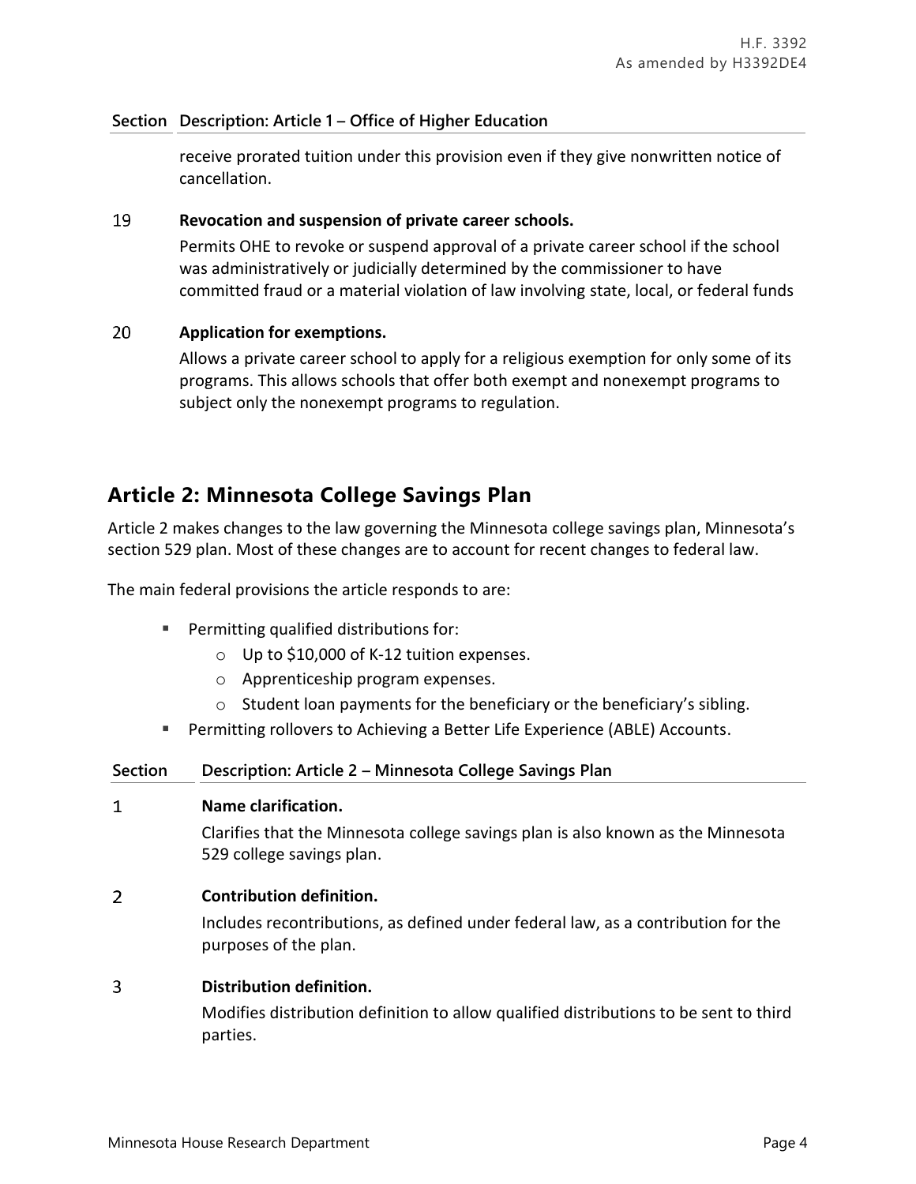| Section | Description: Article 1 – Office of Higher Education |
|---|---|
| | receive prorated tuition under this provision even if they give nonwritten notice of cancellation. |
| 19 | **Revocation and suspension of private career schools.** Permits OHE to revoke or suspend approval of a private career school if the school was administratively or judicially determined by the commissioner to have committed fraud or a material violation of law involving state, local, or federal funds |
| 20 | **Application for exemptions.** Allows a private career school to apply for a religious exemption for only some of its programs. This allows schools that offer both exempt and nonexempt programs to subject only the nonexempt programs to regulation. |

## Article 2: Minnesota College Savings Plan

Article 2 makes changes to the law governing the Minnesota college savings plan, Minnesota's section 529 plan. Most of these changes are to account for recent changes to federal law.

The main federal provisions the article responds to are:

- Permitting qualified distributions for:
  - Up to $10,000 of K-12 tuition expenses.
  - Apprenticeship program expenses.
  - Student loan payments for the beneficiary or the beneficiary's sibling.
- Permitting rollovers to Achieving a Better Life Experience (ABLE) Accounts.

| Section | Description: Article 2 – Minnesota College Savings Plan |
|---|---|
| 1 | **Name clarification.** Clarifies that the Minnesota college savings plan is also known as the Minnesota 529 college savings plan. |
| 2 | **Contribution definition.** Includes recontributions, as defined under federal law, as a contribution for the purposes of the plan. |
| 3 | **Distribution definition.** Modifies distribution definition to allow qualified distributions to be sent to third parties. |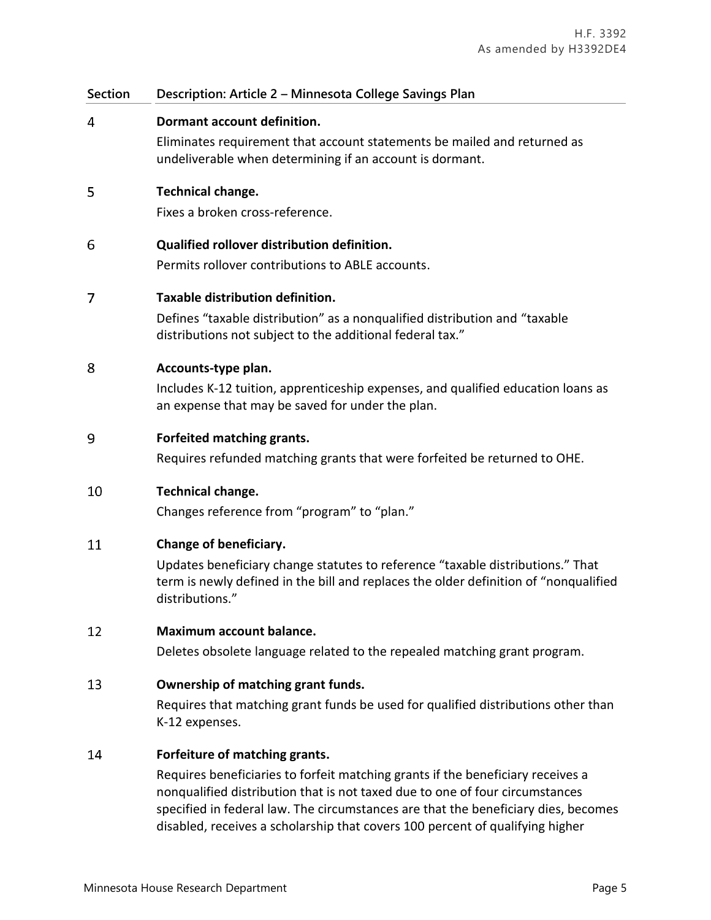| Section | Description: Article 2 – Minnesota College Savings Plan |
|---|---|
| 4 | **Dormant account definition.**<br>Eliminates requirement that account statements be mailed and returned as undeliverable when determining if an account is dormant. |
| 5 | **Technical change.**<br>Fixes a broken cross-reference. |
| 6 | **Qualified rollover distribution definition.**<br>Permits rollover contributions to ABLE accounts. |
| 7 | **Taxable distribution definition.**<br>Defines "taxable distribution" as a nonqualified distribution and "taxable distributions not subject to the additional federal tax." |
| 8 | **Accounts-type plan.**<br>Includes K-12 tuition, apprenticeship expenses, and qualified education loans as an expense that may be saved for under the plan. |
| 9 | **Forfeited matching grants.**<br>Requires refunded matching grants that were forfeited be returned to OHE. |
| 10 | **Technical change.**<br>Changes reference from "program" to "plan." |
| 11 | **Change of beneficiary.**<br>Updates beneficiary change statutes to reference "taxable distributions." That term is newly defined in the bill and replaces the older definition of "nonqualified distributions." |
| 12 | **Maximum account balance.**<br>Deletes obsolete language related to the repealed matching grant program. |
| 13 | **Ownership of matching grant funds.**<br>Requires that matching grant funds be used for qualified distributions other than K-12 expenses. |
| 14 | **Forfeiture of matching grants.**<br>Requires beneficiaries to forfeit matching grants if the beneficiary receives a nonqualified distribution that is not taxed due to one of four circumstances specified in federal law. The circumstances are that the beneficiary dies, becomes disabled, receives a scholarship that covers 100 percent of qualifying higher |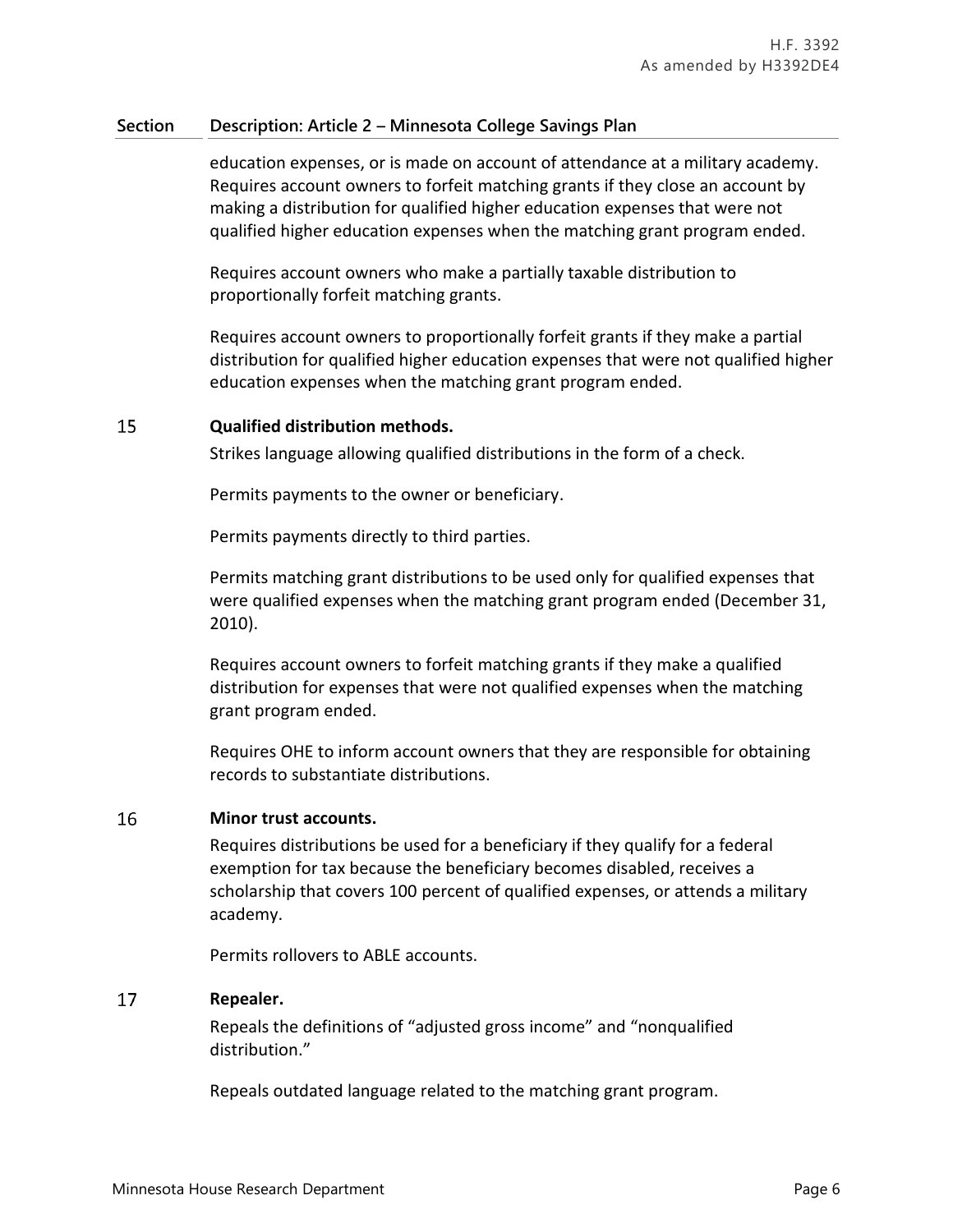| Section | Description: Article 2 – Minnesota College Savings Plan |
|---|---|
| | education expenses, or is made on account of attendance at a military academy. Requires account owners to forfeit matching grants if they close an account by making a distribution for qualified higher education expenses that were not qualified higher education expenses when the matching grant program ended.<br><br>Requires account owners who make a partially taxable distribution to proportionally forfeit matching grants.<br><br>Requires account owners to proportionally forfeit grants if they make a partial distribution for qualified higher education expenses that were not qualified higher education expenses when the matching grant program ended. |
| 15 | **Qualified distribution methods.**<br>Strikes language allowing qualified distributions in the form of a check.<br><br>Permits payments to the owner or beneficiary.<br><br>Permits payments directly to third parties.<br><br>Permits matching grant distributions to be used only for qualified expenses that were qualified expenses when the matching grant program ended (December 31, 2010).<br><br>Requires account owners to forfeit matching grants if they make a qualified distribution for expenses that were not qualified expenses when the matching grant program ended.<br><br>Requires OHE to inform account owners that they are responsible for obtaining records to substantiate distributions. |
| 16 | **Minor trust accounts.**<br>Requires distributions be used for a beneficiary if they qualify for a federal exemption for tax because the beneficiary becomes disabled, receives a scholarship that covers 100 percent of qualified expenses, or attends a military academy.<br><br>Permits rollovers to ABLE accounts. |
| 17 | **Repealer.**<br>Repeals the definitions of "adjusted gross income" and "nonqualified distribution."<br><br>Repeals outdated language related to the matching grant program. |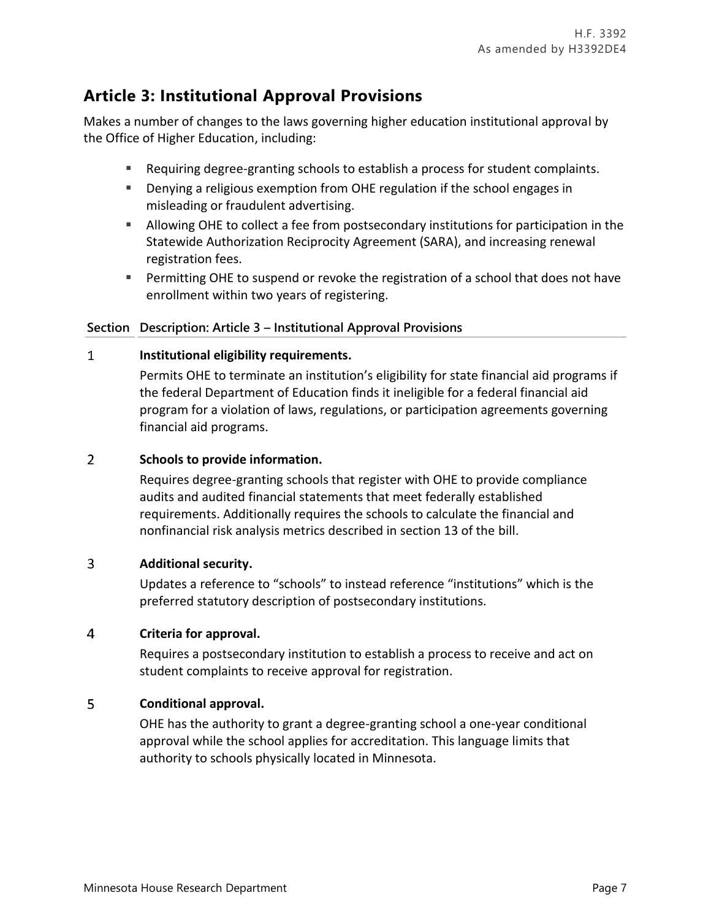## Article 3: Institutional Approval Provisions

Makes a number of changes to the laws governing higher education institutional approval by the Office of Higher Education, including:

- Requiring degree-granting schools to establish a process for student complaints.
- Denying a religious exemption from OHE regulation if the school engages in misleading or fraudulent advertising.
- Allowing OHE to collect a fee from postsecondary institutions for participation in the Statewide Authorization Reciprocity Agreement (SARA), and increasing renewal registration fees.
- Permitting OHE to suspend or revoke the registration of a school that does not have enrollment within two years of registering.

| Section | Description: Article 3 – Institutional Approval Provisions |
| --- | --- |
| 1 | **Institutional eligibility requirements.** Permits OHE to terminate an institution's eligibility for state financial aid programs if the federal Department of Education finds it ineligible for a federal financial aid program for a violation of laws, regulations, or participation agreements governing financial aid programs. |
| 2 | **Schools to provide information.** Requires degree-granting schools that register with OHE to provide compliance audits and audited financial statements that meet federally established requirements. Additionally requires the schools to calculate the financial and nonfinancial risk analysis metrics described in section 13 of the bill. |
| 3 | **Additional security.** Updates a reference to "schools" to instead reference "institutions" which is the preferred statutory description of postsecondary institutions. |
| 4 | **Criteria for approval.** Requires a postsecondary institution to establish a process to receive and act on student complaints to receive approval for registration. |
| 5 | **Conditional approval.** OHE has the authority to grant a degree-granting school a one-year conditional approval while the school applies for accreditation. This language limits that authority to schools physically located in Minnesota. |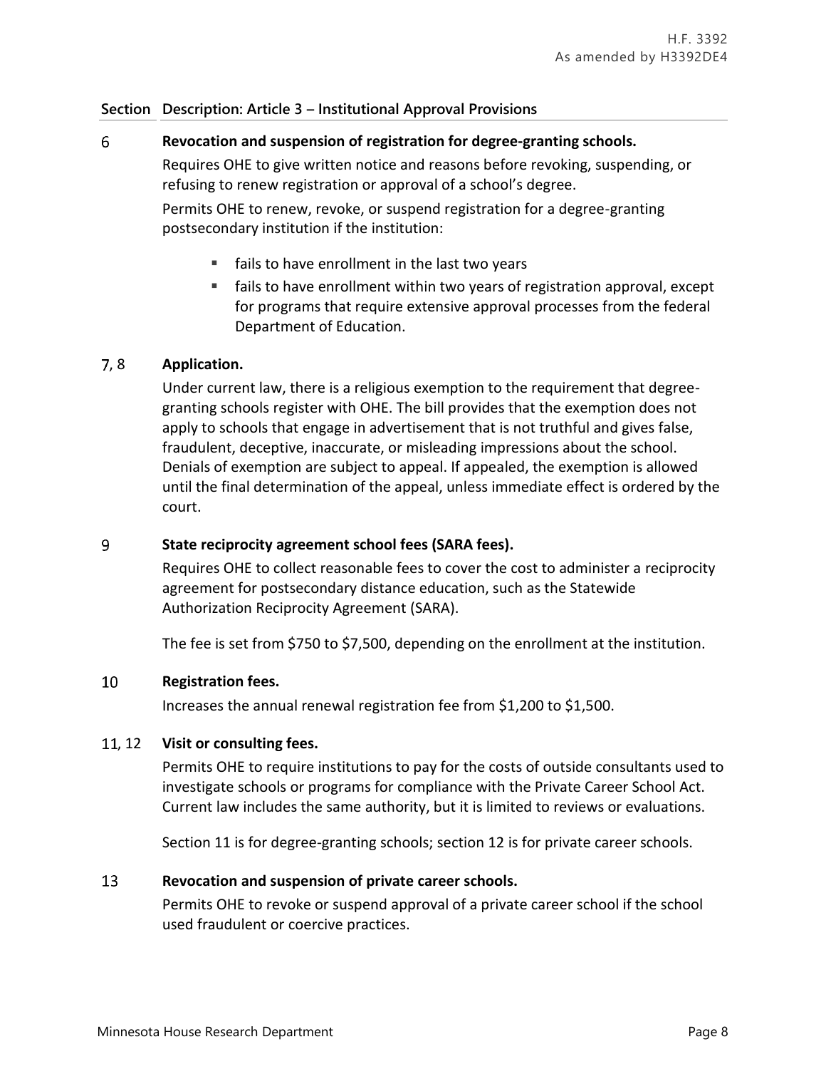| Section | Description: Article 3 – Institutional Approval Provisions |
|---|---|
| 6 | **Revocation and suspension of registration for degree-granting schools.**<br>Requires OHE to give written notice and reasons before revoking, suspending, or refusing to renew registration or approval of a school's degree.<br>Permits OHE to renew, revoke, or suspend registration for a degree-granting postsecondary institution if the institution:<br>▪ fails to have enrollment in the last two years<br>▪ fails to have enrollment within two years of registration approval, except for programs that require extensive approval processes from the federal Department of Education. |
| 7, 8 | **Application.**<br>Under current law, there is a religious exemption to the requirement that degree-granting schools register with OHE. The bill provides that the exemption does not apply to schools that engage in advertisement that is not truthful and gives false, fraudulent, deceptive, inaccurate, or misleading impressions about the school. Denials of exemption are subject to appeal. If appealed, the exemption is allowed until the final determination of the appeal, unless immediate effect is ordered by the court. |
| 9 | **State reciprocity agreement school fees (SARA fees).**<br>Requires OHE to collect reasonable fees to cover the cost to administer a reciprocity agreement for postsecondary distance education, such as the Statewide Authorization Reciprocity Agreement (SARA).<br>The fee is set from $750 to $7,500, depending on the enrollment at the institution. |
| 10 | **Registration fees.**<br>Increases the annual renewal registration fee from $1,200 to $1,500. |
| 11, 12 | **Visit or consulting fees.**<br>Permits OHE to require institutions to pay for the costs of outside consultants used to investigate schools or programs for compliance with the Private Career School Act. Current law includes the same authority, but it is limited to reviews or evaluations.<br>Section 11 is for degree-granting schools; section 12 is for private career schools. |
| 13 | **Revocation and suspension of private career schools.**<br>Permits OHE to revoke or suspend approval of a private career school if the school used fraudulent or coercive practices. |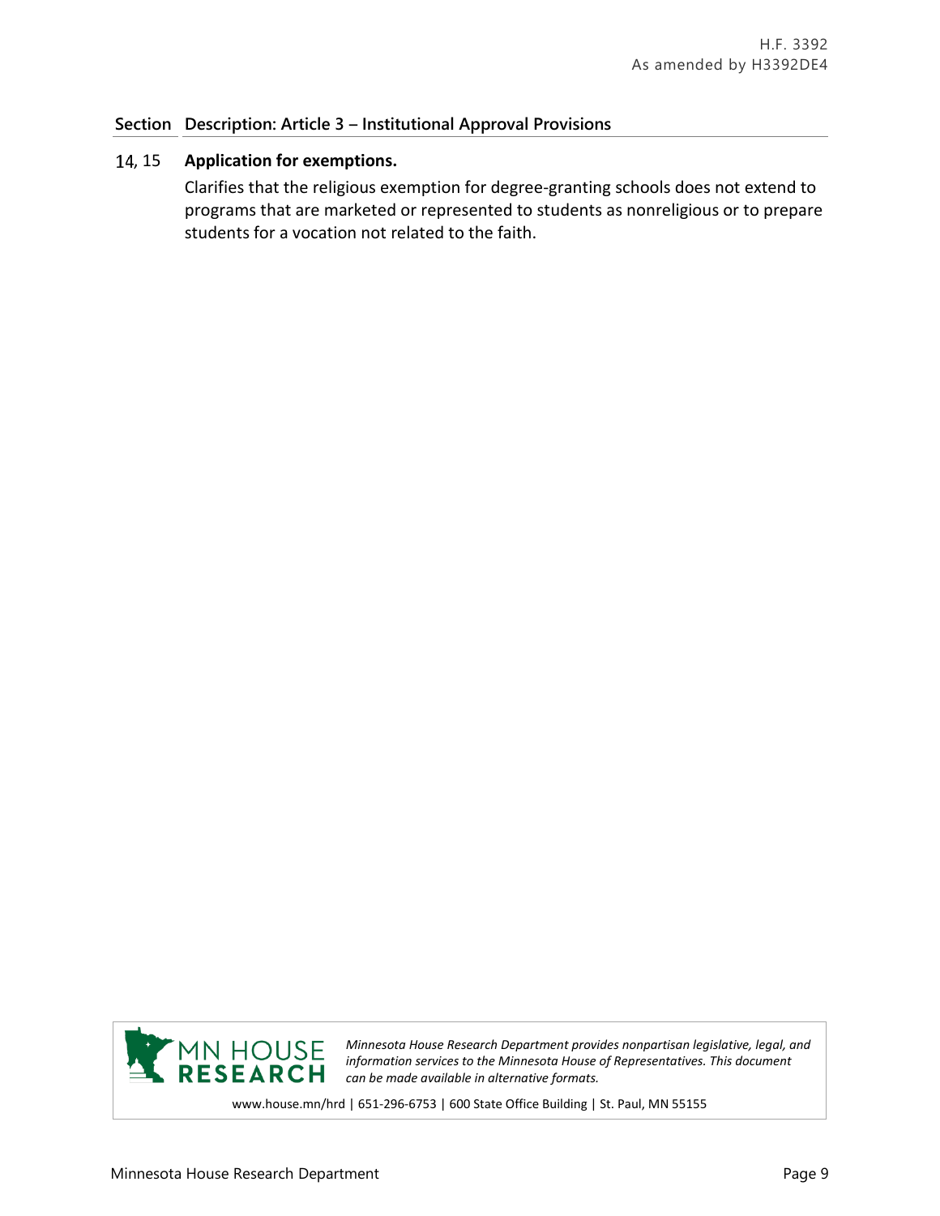| Section | Description: Article 3 – Institutional Approval Provisions |
|---|---|
| 14, 15 | **Application for exemptions.**<br>Clarifies that the religious exemption for degree-granting schools does not extend to programs that are marketed or represented to students as nonreligious or to prepare students for a vocation not related to the faith. |

MN HOUSE RESEARCH

*Minnesota House Research Department provides nonpartisan legislative, legal, and information services to the Minnesota House of Representatives. This document can be made available in alternative formats.*

www.house.mn/hrd | 651-296-6753 | 600 State Office Building | St. Paul, MN 55155